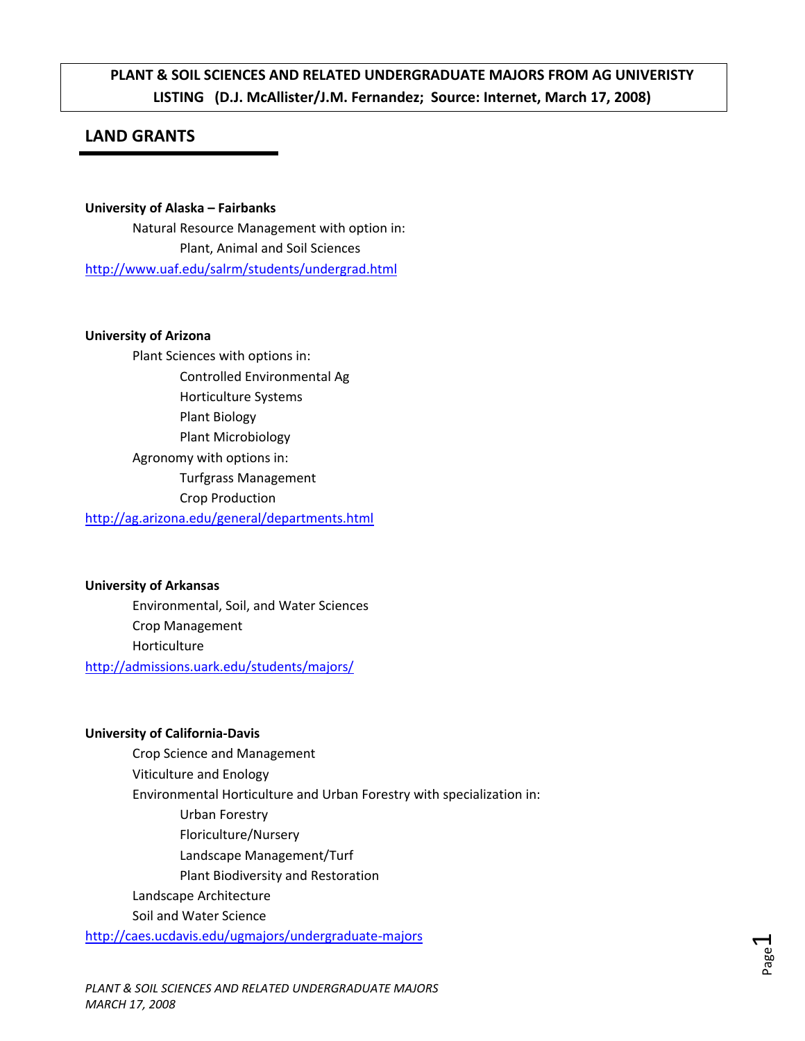**PLANT & SOIL SCIENCES AND RELATED UNDERGRADUATE MAJORS FROM AG UNIVERISTY LISTING (D.J. McAllister/J.M. Fernandez; Source: Internet, March 17, 2008)**

## LAND GRANTS

**University of Alaska – Fairbanks**

- Natural Resource Management with option in:
  - Plant, Animal and Soil Sciences

http://www.uaf.edu/salrm/students/undergrad.html

**University of Arizona**

- Plant Sciences with options in:
  - Controlled Environmental Ag
  - Horticulture Systems
  - Plant Biology
  - Plant Microbiology
- Agronomy with options in:
  - Turfgrass Management
  - Crop Production

http://ag.arizona.edu/general/departments.html

**University of Arkansas**

- Environmental, Soil, and Water Sciences
- Crop Management
- Horticulture

http://admissions.uark.edu/students/majors/

**University of California-Davis**

- Crop Science and Management
- Viticulture and Enology
- Environmental Horticulture and Urban Forestry with specialization in:
  - Urban Forestry
  - Floriculture/Nursery
  - Landscape Management/Turf
  - Plant Biodiversity and Restoration
- Landscape Architecture
- Soil and Water Science

http://caes.ucdavis.edu/ugmajors/undergraduate-majors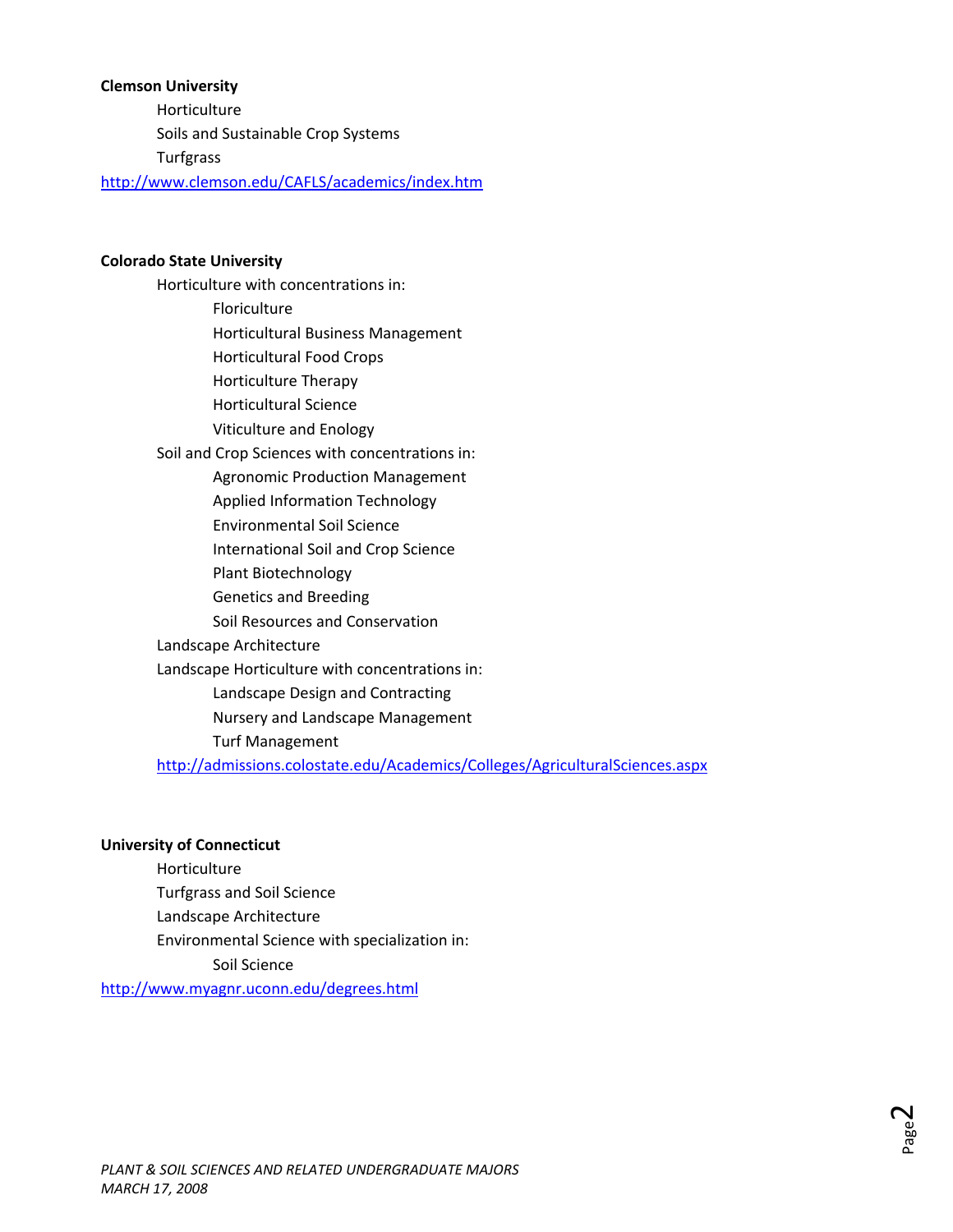**Clemson University**

- Horticulture
- Soils and Sustainable Crop Systems
- Turfgrass

http://www.clemson.edu/CAFLS/academics/index.htm

**Colorado State University**

- Horticulture with concentrations in:
  - Floriculture
  - Horticultural Business Management
  - Horticultural Food Crops
  - Horticulture Therapy
  - Horticultural Science
  - Viticulture and Enology
- Soil and Crop Sciences with concentrations in:
  - Agronomic Production Management
  - Applied Information Technology
  - Environmental Soil Science
  - International Soil and Crop Science
  - Plant Biotechnology
  - Genetics and Breeding
  - Soil Resources and Conservation
- Landscape Architecture
- Landscape Horticulture with concentrations in:
  - Landscape Design and Contracting
  - Nursery and Landscape Management
  - Turf Management

http://admissions.colostate.edu/Academics/Colleges/AgriculturalSciences.aspx

**University of Connecticut**

- Horticulture
- Turfgrass and Soil Science
- Landscape Architecture
- Environmental Science with specialization in:
  - Soil Science

http://www.myagnr.uconn.edu/degrees.html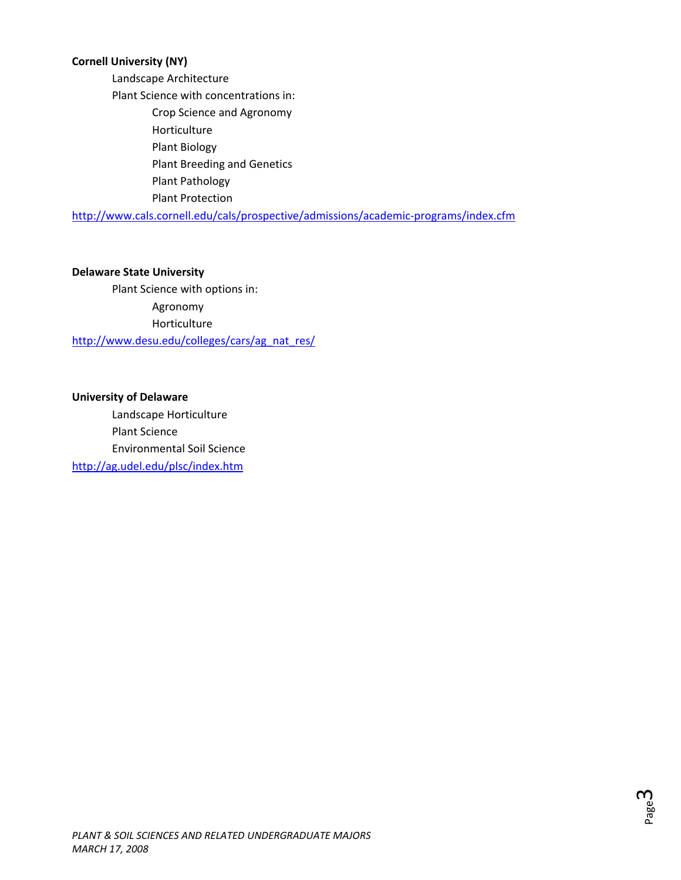**Cornell University (NY)**

- Landscape Architecture
- Plant Science with concentrations in:
  - Crop Science and Agronomy
  - Horticulture
  - Plant Biology
  - Plant Breeding and Genetics
  - Plant Pathology
  - Plant Protection

http://www.cals.cornell.edu/cals/prospective/admissions/academic-programs/index.cfm

**Delaware State University**

- Plant Science with options in:
  - Agronomy
  - Horticulture

http://www.desu.edu/colleges/cars/ag_nat_res/

**University of Delaware**

- Landscape Horticulture
- Plant Science
- Environmental Soil Science

http://ag.udel.edu/plsc/index.htm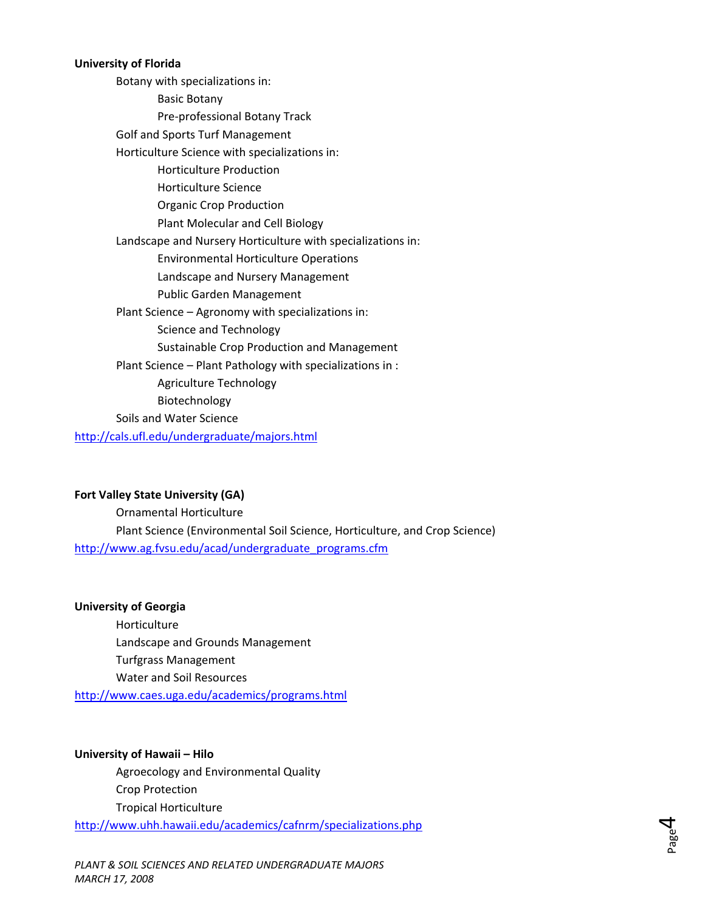**University of Florida**

- Botany with specializations in:
  - Basic Botany
  - Pre-professional Botany Track
- Golf and Sports Turf Management
- Horticulture Science with specializations in:
  - Horticulture Production
  - Horticulture Science
  - Organic Crop Production
  - Plant Molecular and Cell Biology
- Landscape and Nursery Horticulture with specializations in:
  - Environmental Horticulture Operations
  - Landscape and Nursery Management
  - Public Garden Management
- Plant Science – Agronomy with specializations in:
  - Science and Technology
  - Sustainable Crop Production and Management
- Plant Science – Plant Pathology with specializations in :
  - Agriculture Technology
  - Biotechnology
- Soils and Water Science

http://cals.ufl.edu/undergraduate/majors.html

**Fort Valley State University (GA)**

- Ornamental Horticulture
- Plant Science (Environmental Soil Science, Horticulture, and Crop Science)

http://www.ag.fvsu.edu/acad/undergraduate_programs.cfm

**University of Georgia**

- Horticulture
- Landscape and Grounds Management
- Turfgrass Management
- Water and Soil Resources

http://www.caes.uga.edu/academics/programs.html

**University of Hawaii – Hilo**

- Agroecology and Environmental Quality
- Crop Protection
- Tropical Horticulture

http://www.uhh.hawaii.edu/academics/cafnrm/specializations.php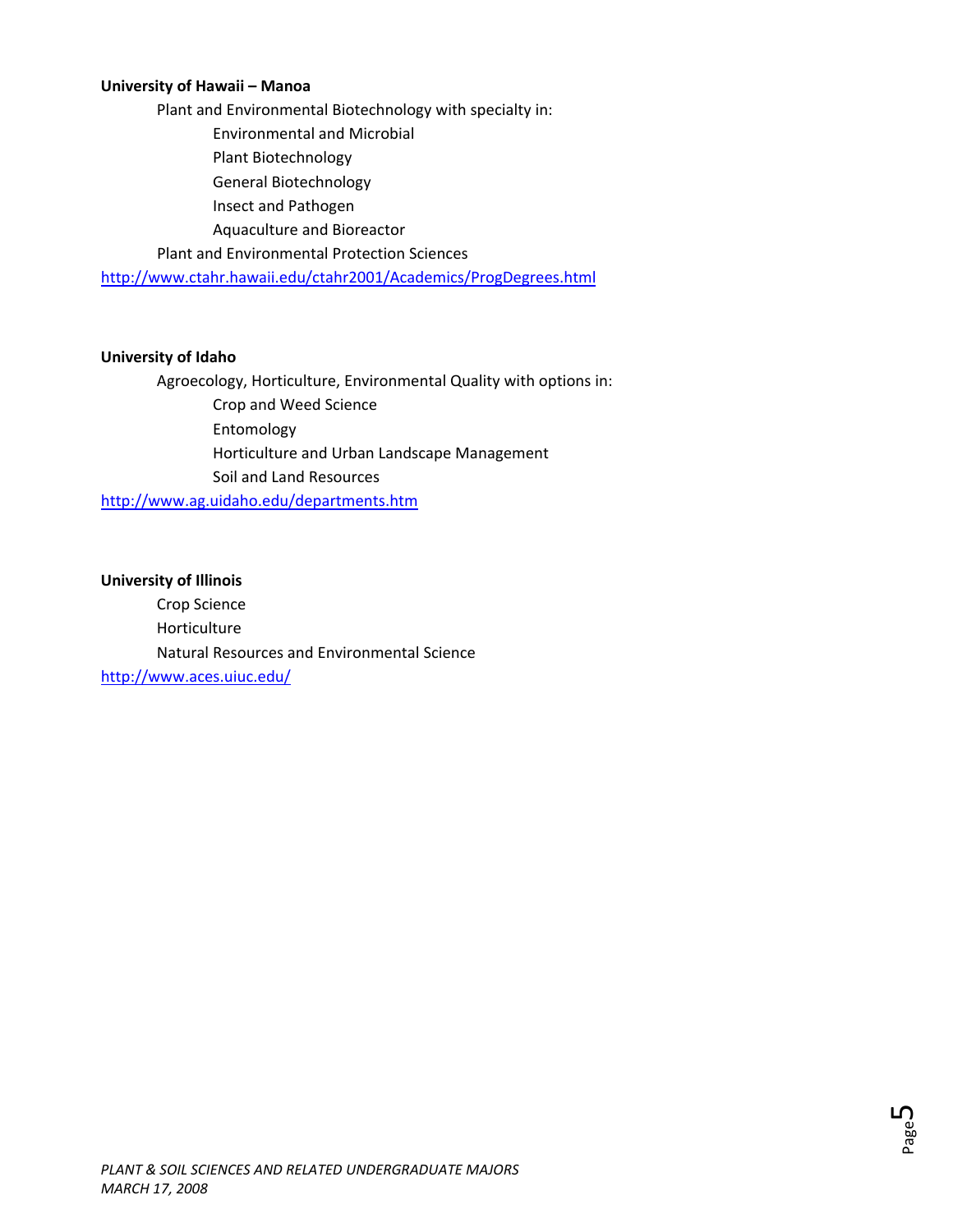**University of Hawaii – Manoa**

- Plant and Environmental Biotechnology with specialty in:
  - Environmental and Microbial
  - Plant Biotechnology
  - General Biotechnology
  - Insect and Pathogen
  - Aquaculture and Bioreactor
- Plant and Environmental Protection Sciences

http://www.ctahr.hawaii.edu/ctahr2001/Academics/ProgDegrees.html

**University of Idaho**

- Agroecology, Horticulture, Environmental Quality with options in:
  - Crop and Weed Science
  - Entomology
  - Horticulture and Urban Landscape Management
  - Soil and Land Resources

http://www.ag.uidaho.edu/departments.htm

**University of Illinois**

- Crop Science
- Horticulture
- Natural Resources and Environmental Science

http://www.aces.uiuc.edu/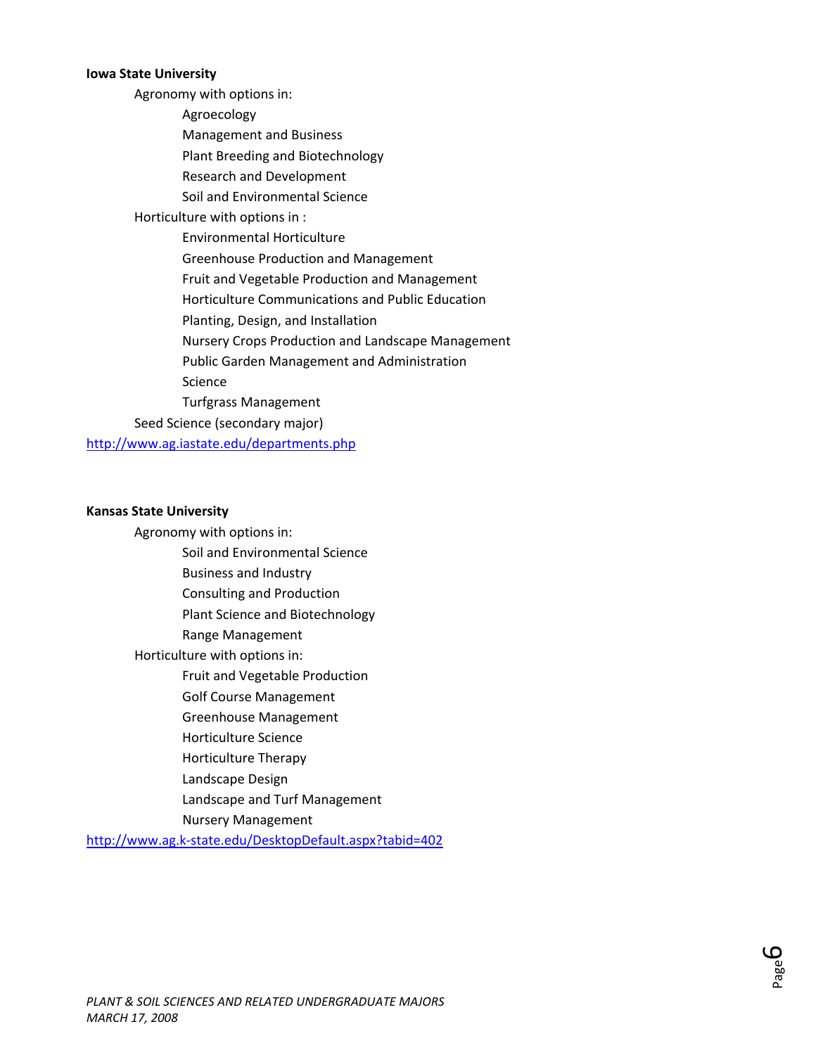**Iowa State University**

- Agronomy with options in:
  - Agroecology
  - Management and Business
  - Plant Breeding and Biotechnology
  - Research and Development
  - Soil and Environmental Science
- Horticulture with options in :
  - Environmental Horticulture
  - Greenhouse Production and Management
  - Fruit and Vegetable Production and Management
  - Horticulture Communications and Public Education
  - Planting, Design, and Installation
  - Nursery Crops Production and Landscape Management
  - Public Garden Management and Administration
  - Science
  - Turfgrass Management
- Seed Science (secondary major)

http://www.ag.iastate.edu/departments.php

**Kansas State University**

- Agronomy with options in:
  - Soil and Environmental Science
  - Business and Industry
  - Consulting and Production
  - Plant Science and Biotechnology
  - Range Management
- Horticulture with options in:
  - Fruit and Vegetable Production
  - Golf Course Management
  - Greenhouse Management
  - Horticulture Science
  - Horticulture Therapy
  - Landscape Design
  - Landscape and Turf Management
  - Nursery Management

http://www.ag.k-state.edu/DesktopDefault.aspx?tabid=402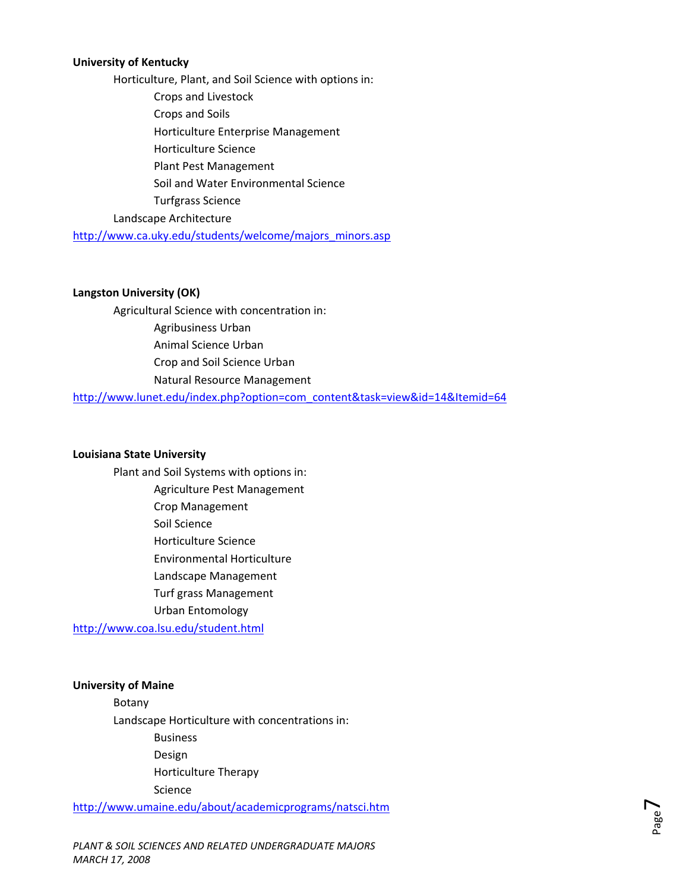**University of Kentucky**

- Horticulture, Plant, and Soil Science with options in:
    - Crops and Livestock
    - Crops and Soils
    - Horticulture Enterprise Management
    - Horticulture Science
    - Plant Pest Management
    - Soil and Water Environmental Science
    - Turfgrass Science
- Landscape Architecture

http://www.ca.uky.edu/students/welcome/majors_minors.asp

**Langston University (OK)**

- Agricultural Science with concentration in:
    - Agribusiness Urban
    - Animal Science Urban
    - Crop and Soil Science Urban
    - Natural Resource Management

http://www.lunet.edu/index.php?option=com_content&task=view&id=14&Itemid=64

**Louisiana State University**

- Plant and Soil Systems with options in:
    - Agriculture Pest Management
    - Crop Management
    - Soil Science
    - Horticulture Science
    - Environmental Horticulture
    - Landscape Management
    - Turf grass Management
    - Urban Entomology

http://www.coa.lsu.edu/student.html

**University of Maine**

- Botany
- Landscape Horticulture with concentrations in:
    - Business
    - Design
    - Horticulture Therapy
    - Science

http://www.umaine.edu/about/academicprograms/natsci.htm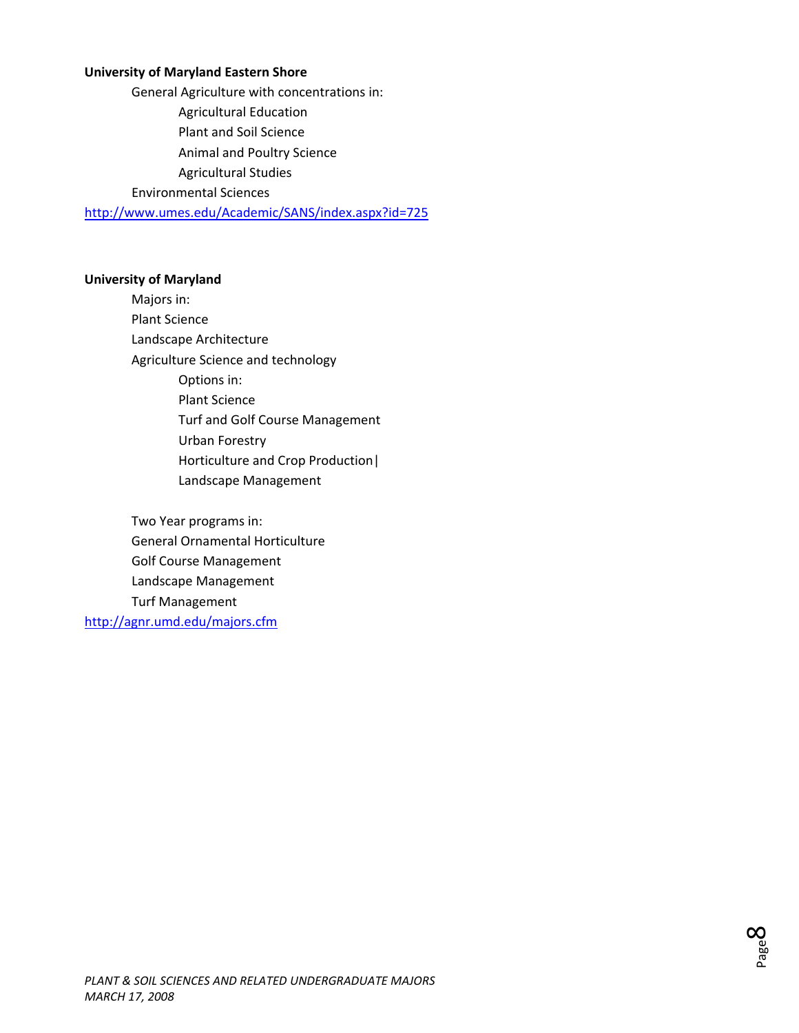**University of Maryland Eastern Shore**

General Agriculture with concentrations in:

- Agricultural Education
- Plant and Soil Science
- Animal and Poultry Science
- Agricultural Studies

Environmental Sciences

http://www.umes.edu/Academic/SANS/index.aspx?id=725

**University of Maryland**

Majors in:

Plant Science

Landscape Architecture

Agriculture Science and technology

- Options in:
- Plant Science
- Turf and Golf Course Management
- Urban Forestry
- Horticulture and Crop Production|
- Landscape Management

Two Year programs in:

General Ornamental Horticulture

Golf Course Management

Landscape Management

Turf Management

http://agnr.umd.edu/majors.cfm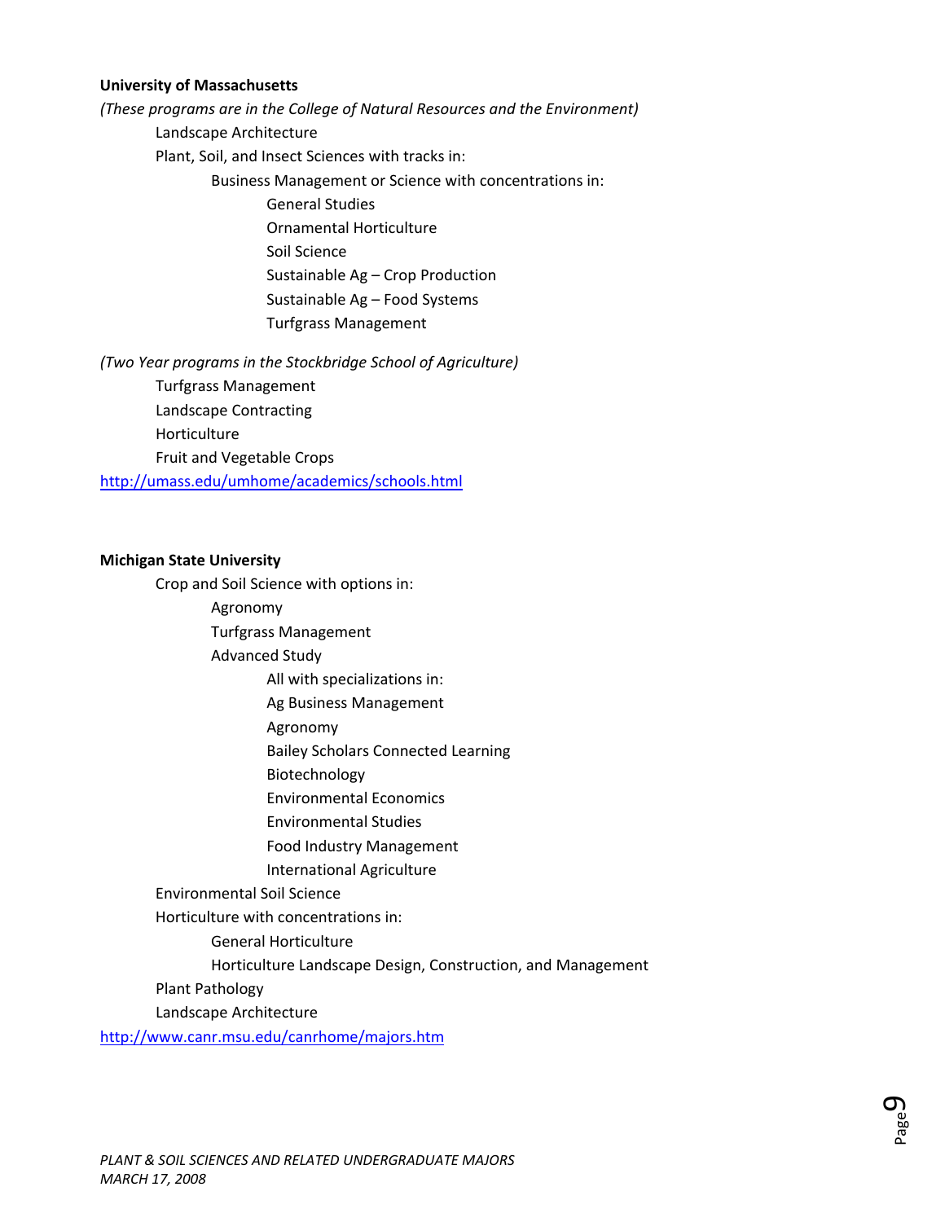**University of Massachusetts**

*(These programs are in the College of Natural Resources and the Environment)*

- Landscape Architecture
- Plant, Soil, and Insect Sciences with tracks in:
  - Business Management or Science with concentrations in:
    - General Studies
    - Ornamental Horticulture
    - Soil Science
    - Sustainable Ag – Crop Production
    - Sustainable Ag – Food Systems
    - Turfgrass Management

*(Two Year programs in the Stockbridge School of Agriculture)*

- Turfgrass Management
- Landscape Contracting
- Horticulture
- Fruit and Vegetable Crops

http://umass.edu/umhome/academics/schools.html

**Michigan State University**

- Crop and Soil Science with options in:
  - Agronomy
  - Turfgrass Management
  - Advanced Study
    - All with specializations in:
    - Ag Business Management
    - Agronomy
    - Bailey Scholars Connected Learning
    - Biotechnology
    - Environmental Economics
    - Environmental Studies
    - Food Industry Management
    - International Agriculture
- Environmental Soil Science
- Horticulture with concentrations in:
  - General Horticulture
  - Horticulture Landscape Design, Construction, and Management
- Plant Pathology
- Landscape Architecture

http://www.canr.msu.edu/canrhome/majors.htm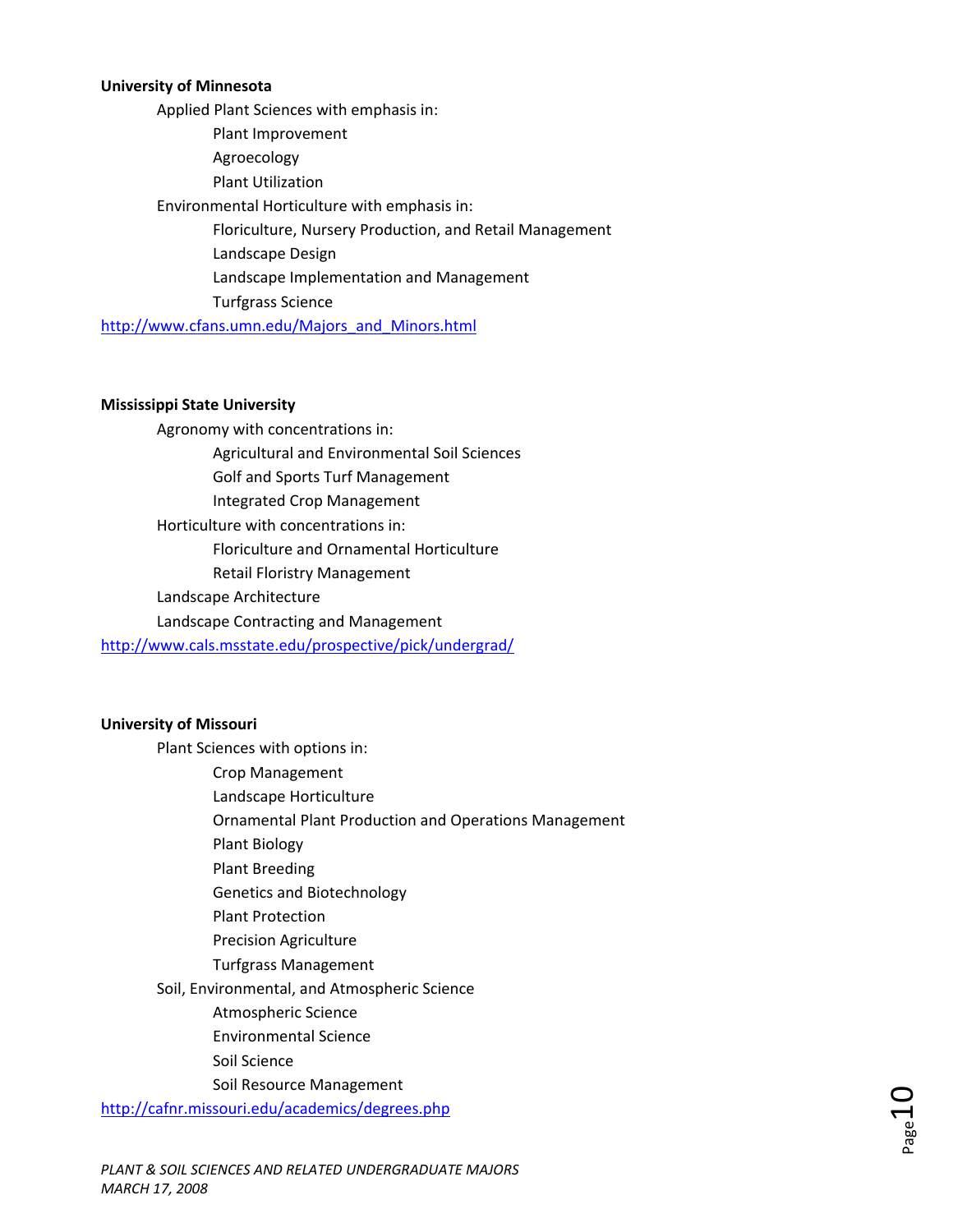**University of Minnesota**

- Applied Plant Sciences with emphasis in:
  - Plant Improvement
  - Agroecology
  - Plant Utilization
- Environmental Horticulture with emphasis in:
  - Floriculture, Nursery Production, and Retail Management
  - Landscape Design
  - Landscape Implementation and Management
  - Turfgrass Science

http://www.cfans.umn.edu/Majors_and_Minors.html

**Mississippi State University**

- Agronomy with concentrations in:
  - Agricultural and Environmental Soil Sciences
  - Golf and Sports Turf Management
  - Integrated Crop Management
- Horticulture with concentrations in:
  - Floriculture and Ornamental Horticulture
  - Retail Floristry Management
- Landscape Architecture
- Landscape Contracting and Management

http://www.cals.msstate.edu/prospective/pick/undergrad/

**University of Missouri**

- Plant Sciences with options in:
  - Crop Management
  - Landscape Horticulture
  - Ornamental Plant Production and Operations Management
  - Plant Biology
  - Plant Breeding
  - Genetics and Biotechnology
  - Plant Protection
  - Precision Agriculture
  - Turfgrass Management
- Soil, Environmental, and Atmospheric Science
  - Atmospheric Science
  - Environmental Science
  - Soil Science
  - Soil Resource Management

http://cafnr.missouri.edu/academics/degrees.php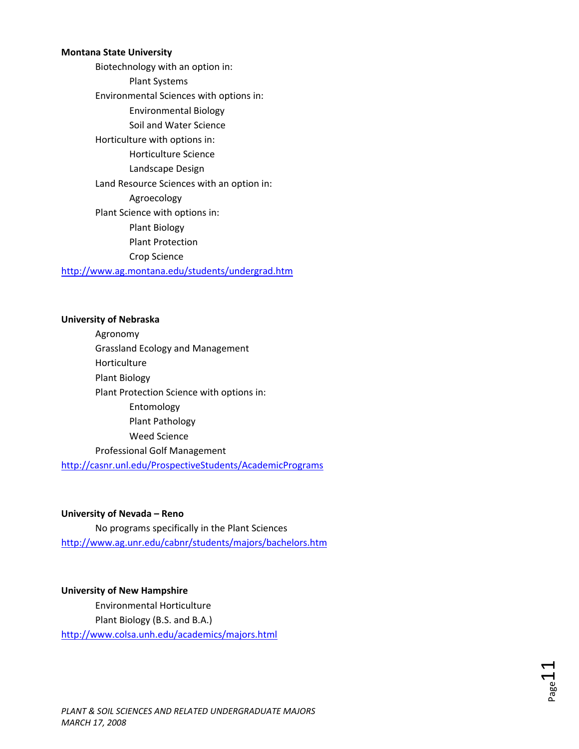**Montana State University**

- Biotechnology with an option in:
  - Plant Systems
- Environmental Sciences with options in:
  - Environmental Biology
  - Soil and Water Science
- Horticulture with options in:
  - Horticulture Science
  - Landscape Design
- Land Resource Sciences with an option in:
  - Agroecology
- Plant Science with options in:
  - Plant Biology
  - Plant Protection
  - Crop Science

http://www.ag.montana.edu/students/undergrad.htm

**University of Nebraska**

- Agronomy
- Grassland Ecology and Management
- Horticulture
- Plant Biology
- Plant Protection Science with options in:
  - Entomology
  - Plant Pathology
  - Weed Science
- Professional Golf Management

http://casnr.unl.edu/ProspectiveStudents/AcademicPrograms

**University of Nevada – Reno**

- No programs specifically in the Plant Sciences

http://www.ag.unr.edu/cabnr/students/majors/bachelors.htm

**University of New Hampshire**

- Environmental Horticulture
- Plant Biology (B.S. and B.A.)

http://www.colsa.unh.edu/academics/majors.html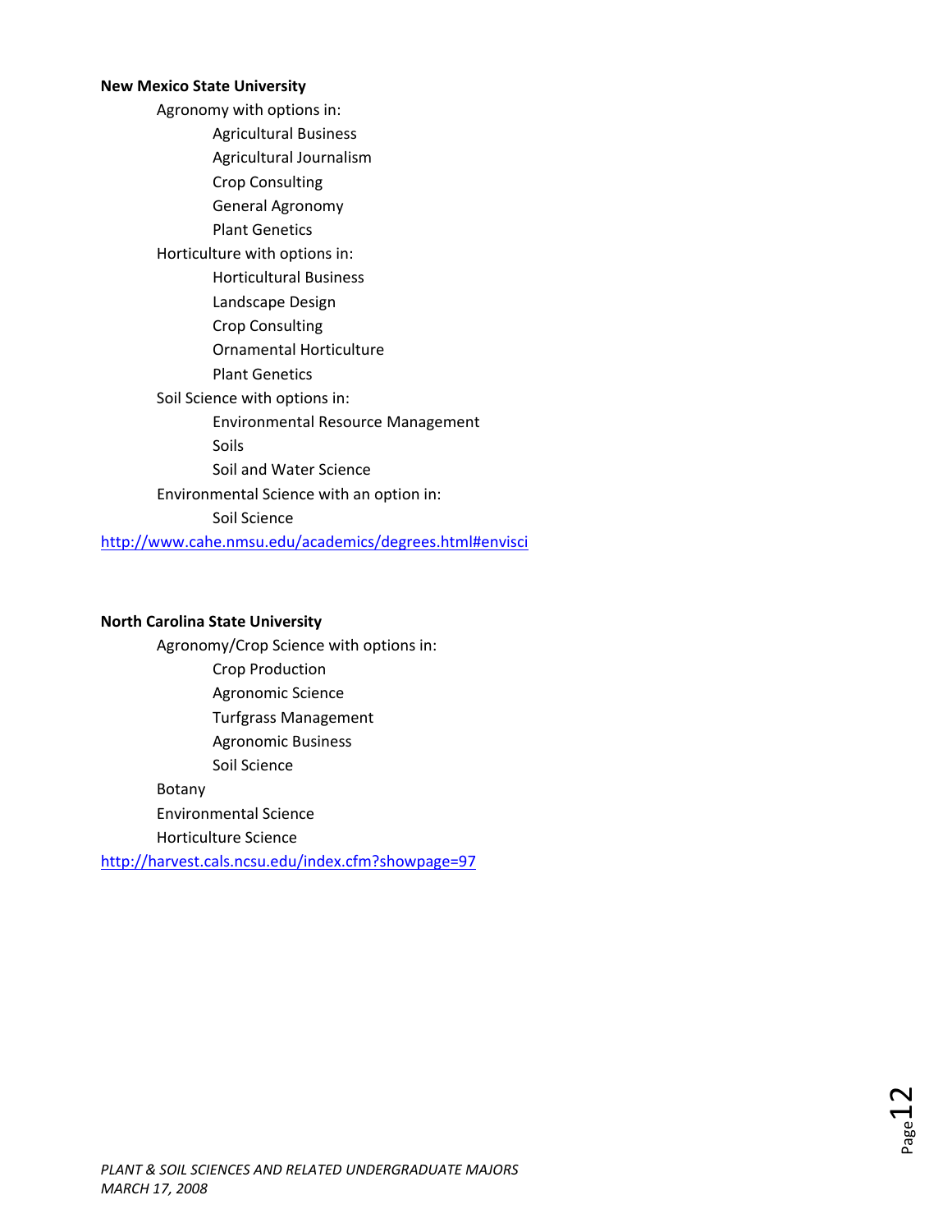**New Mexico State University**

- Agronomy with options in:
  - Agricultural Business
  - Agricultural Journalism
  - Crop Consulting
  - General Agronomy
  - Plant Genetics
- Horticulture with options in:
  - Horticultural Business
  - Landscape Design
  - Crop Consulting
  - Ornamental Horticulture
  - Plant Genetics
- Soil Science with options in:
  - Environmental Resource Management
  - Soils
  - Soil and Water Science
- Environmental Science with an option in:
  - Soil Science

http://www.cahe.nmsu.edu/academics/degrees.html#envisci

**North Carolina State University**

- Agronomy/Crop Science with options in:
  - Crop Production
  - Agronomic Science
  - Turfgrass Management
  - Agronomic Business
  - Soil Science
- Botany
- Environmental Science
- Horticulture Science

http://harvest.cals.ncsu.edu/index.cfm?showpage=97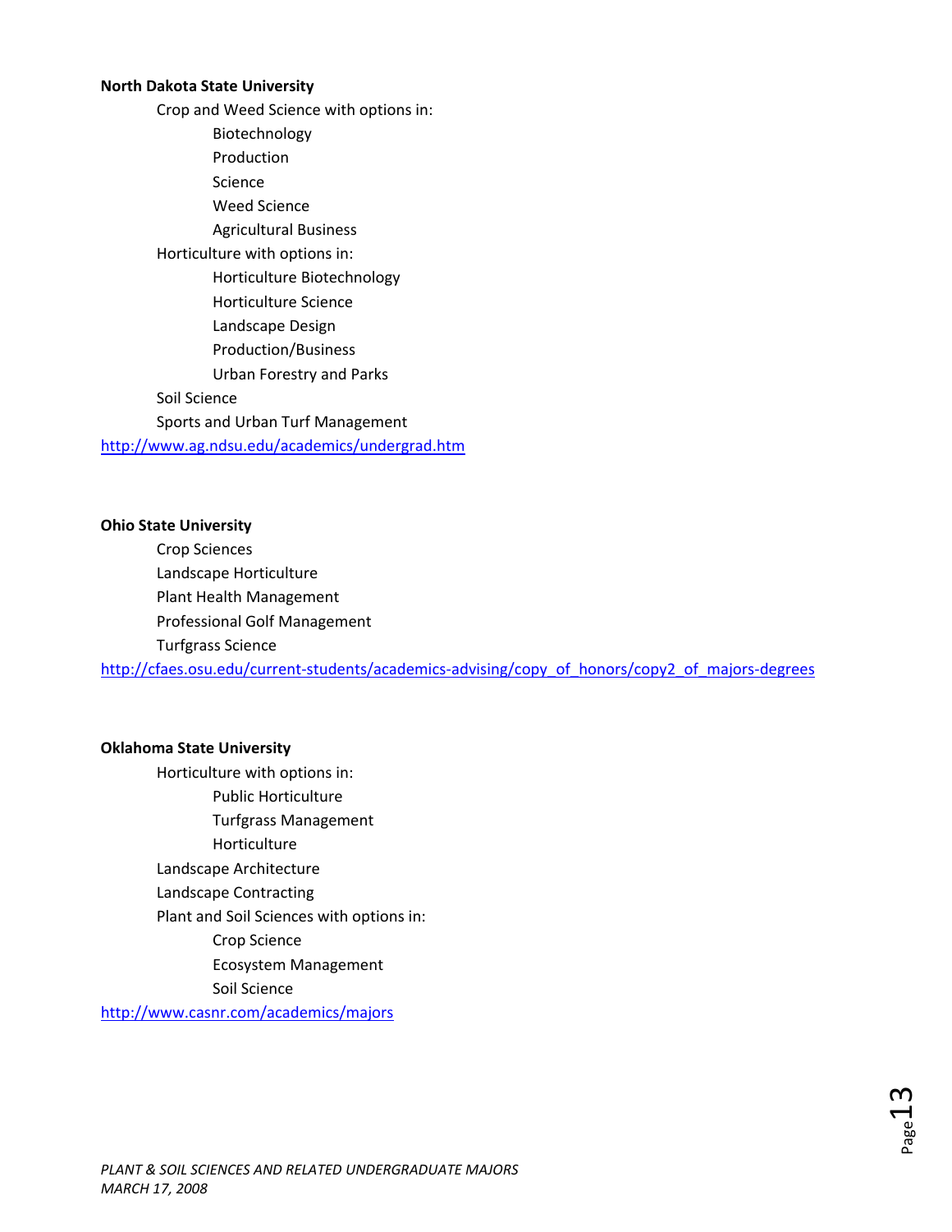**North Dakota State University**

- Crop and Weed Science with options in:
  - Biotechnology
  - Production
  - Science
  - Weed Science
  - Agricultural Business
- Horticulture with options in:
  - Horticulture Biotechnology
  - Horticulture Science
  - Landscape Design
  - Production/Business
  - Urban Forestry and Parks
- Soil Science
- Sports and Urban Turf Management

http://www.ag.ndsu.edu/academics/undergrad.htm

**Ohio State University**

- Crop Sciences
- Landscape Horticulture
- Plant Health Management
- Professional Golf Management
- Turfgrass Science

http://cfaes.osu.edu/current-students/academics-advising/copy_of_honors/copy2_of_majors-degrees

**Oklahoma State University**

- Horticulture with options in:
  - Public Horticulture
  - Turfgrass Management
  - Horticulture
- Landscape Architecture
- Landscape Contracting
- Plant and Soil Sciences with options in:
  - Crop Science
  - Ecosystem Management
  - Soil Science

http://www.casnr.com/academics/majors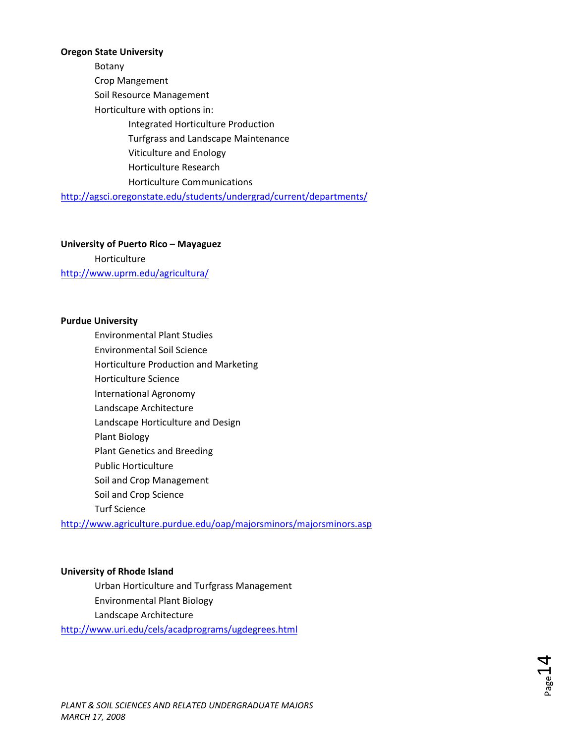**Oregon State University**

- Botany
- Crop Mangement
- Soil Resource Management
- Horticulture with options in:
  - Integrated Horticulture Production
  - Turfgrass and Landscape Maintenance
  - Viticulture and Enology
  - Horticulture Research
  - Horticulture Communications

http://agsci.oregonstate.edu/students/undergrad/current/departments/

**University of Puerto Rico – Mayaguez**

- Horticulture

http://www.uprm.edu/agricultura/

**Purdue University**

- Environmental Plant Studies
- Environmental Soil Science
- Horticulture Production and Marketing
- Horticulture Science
- International Agronomy
- Landscape Architecture
- Landscape Horticulture and Design
- Plant Biology
- Plant Genetics and Breeding
- Public Horticulture
- Soil and Crop Management
- Soil and Crop Science
- Turf Science

http://www.agriculture.purdue.edu/oap/majorsminors/majorsminors.asp

**University of Rhode Island**

- Urban Horticulture and Turfgrass Management
- Environmental Plant Biology
- Landscape Architecture

http://www.uri.edu/cels/acadprograms/ugdegrees.html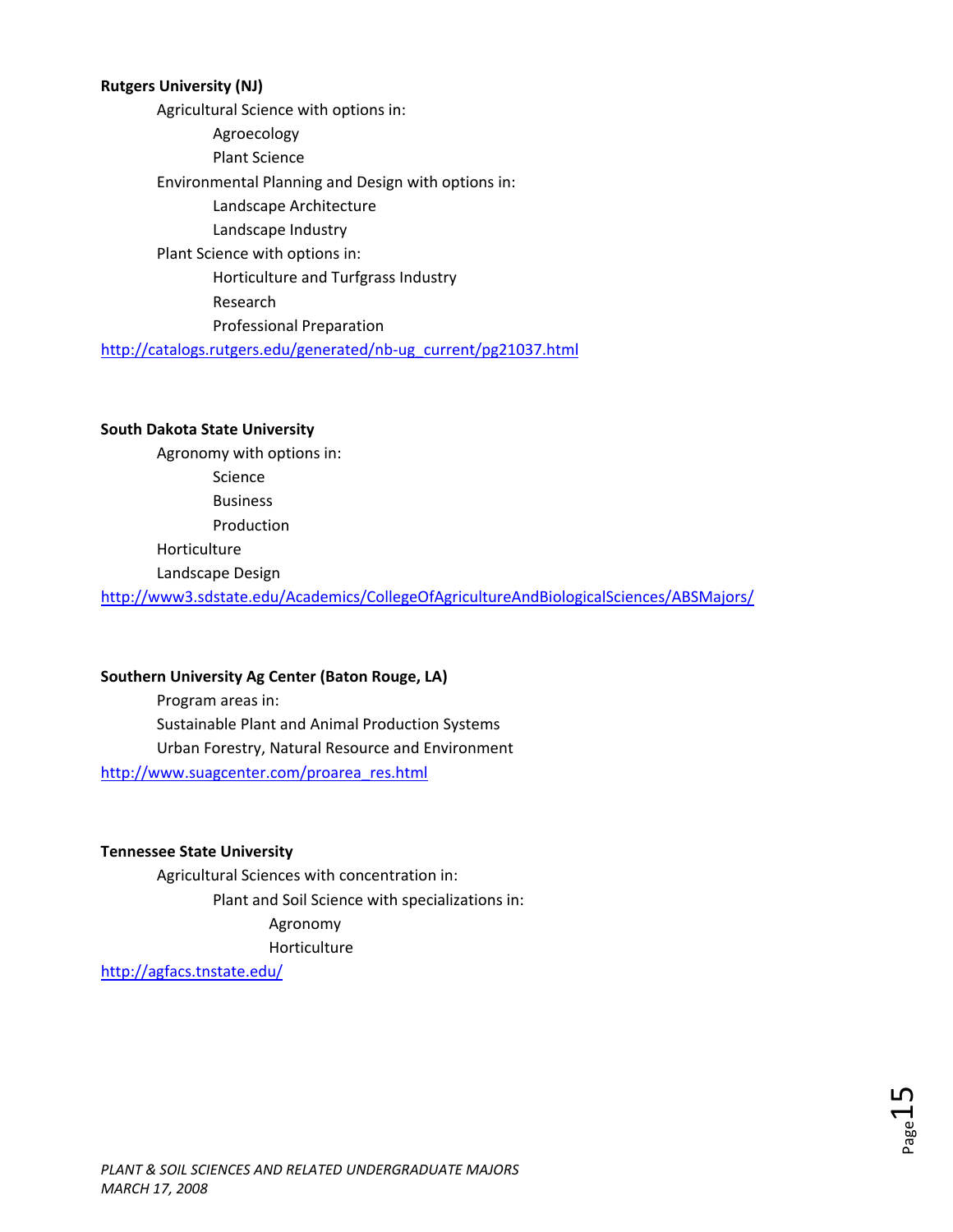**Rutgers University (NJ)**

- Agricultural Science with options in:
    - Agroecology
    - Plant Science
- Environmental Planning and Design with options in:
    - Landscape Architecture
    - Landscape Industry
- Plant Science with options in:
    - Horticulture and Turfgrass Industry
    - Research
    - Professional Preparation

http://catalogs.rutgers.edu/generated/nb-ug_current/pg21037.html

**South Dakota State University**

- Agronomy with options in:
    - Science
    - Business
    - Production
- Horticulture
- Landscape Design

http://www3.sdstate.edu/Academics/CollegeOfAgricultureAndBiologicalSciences/ABSMajors/

**Southern University Ag Center (Baton Rouge, LA)**

- Program areas in:
- Sustainable Plant and Animal Production Systems
- Urban Forestry, Natural Resource and Environment

http://www.suagcenter.com/proarea_res.html

**Tennessee State University**

- Agricultural Sciences with concentration in:
    - Plant and Soil Science with specializations in:
        - Agronomy
        - Horticulture

http://agfacs.tnstate.edu/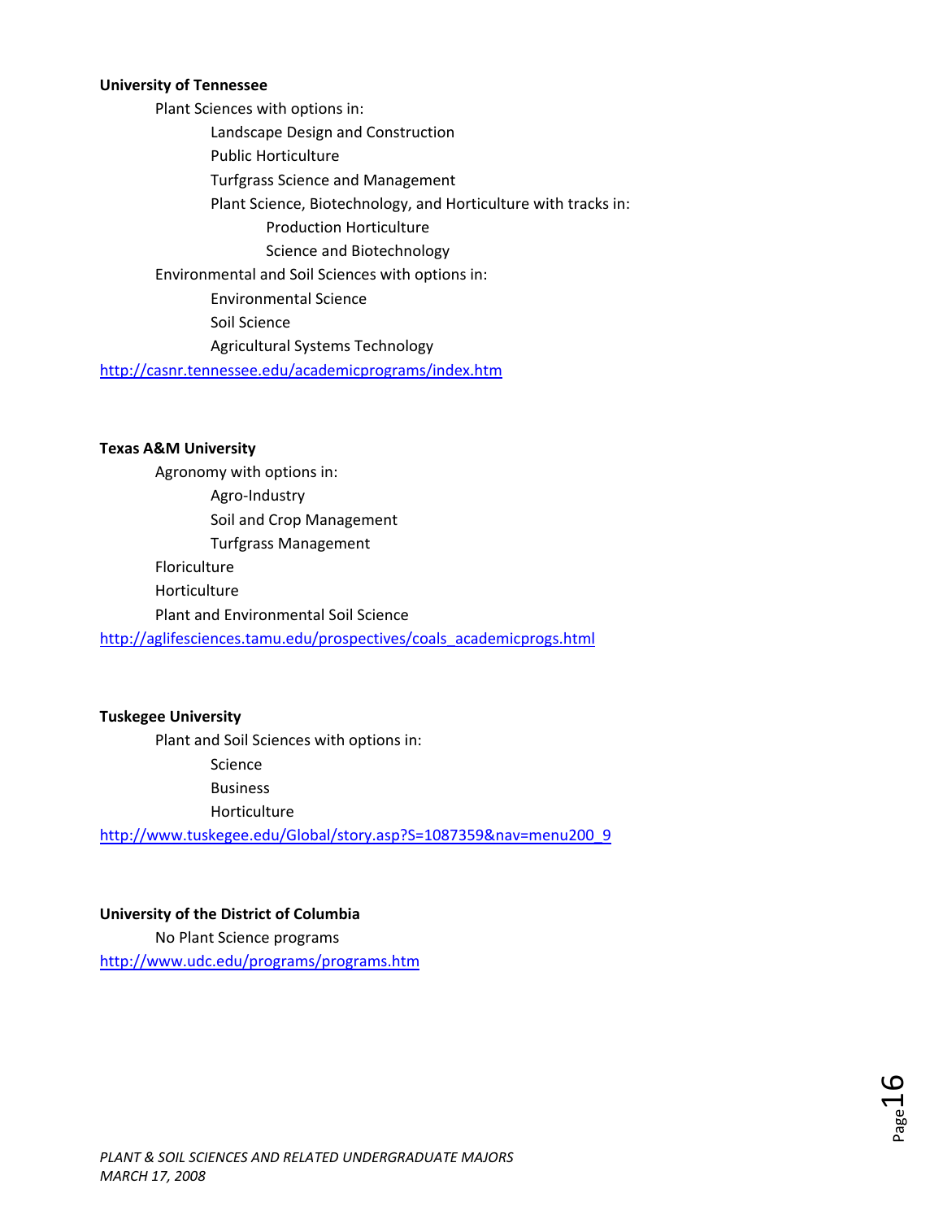**University of Tennessee**

- Plant Sciences with options in:
  - Landscape Design and Construction
  - Public Horticulture
  - Turfgrass Science and Management
  - Plant Science, Biotechnology, and Horticulture with tracks in:
    - Production Horticulture
    - Science and Biotechnology
- Environmental and Soil Sciences with options in:
  - Environmental Science
  - Soil Science
  - Agricultural Systems Technology

http://casnr.tennessee.edu/academicprograms/index.htm

**Texas A&M University**

- Agronomy with options in:
  - Agro-Industry
  - Soil and Crop Management
  - Turfgrass Management
- Floriculture
- Horticulture
- Plant and Environmental Soil Science

http://aglifesciences.tamu.edu/prospectives/coals_academicprogs.html

**Tuskegee University**

- Plant and Soil Sciences with options in:
  - Science
  - Business
  - Horticulture

http://www.tuskegee.edu/Global/story.asp?S=1087359&nav=menu200_9

**University of the District of Columbia**

- No Plant Science programs

http://www.udc.edu/programs/programs.htm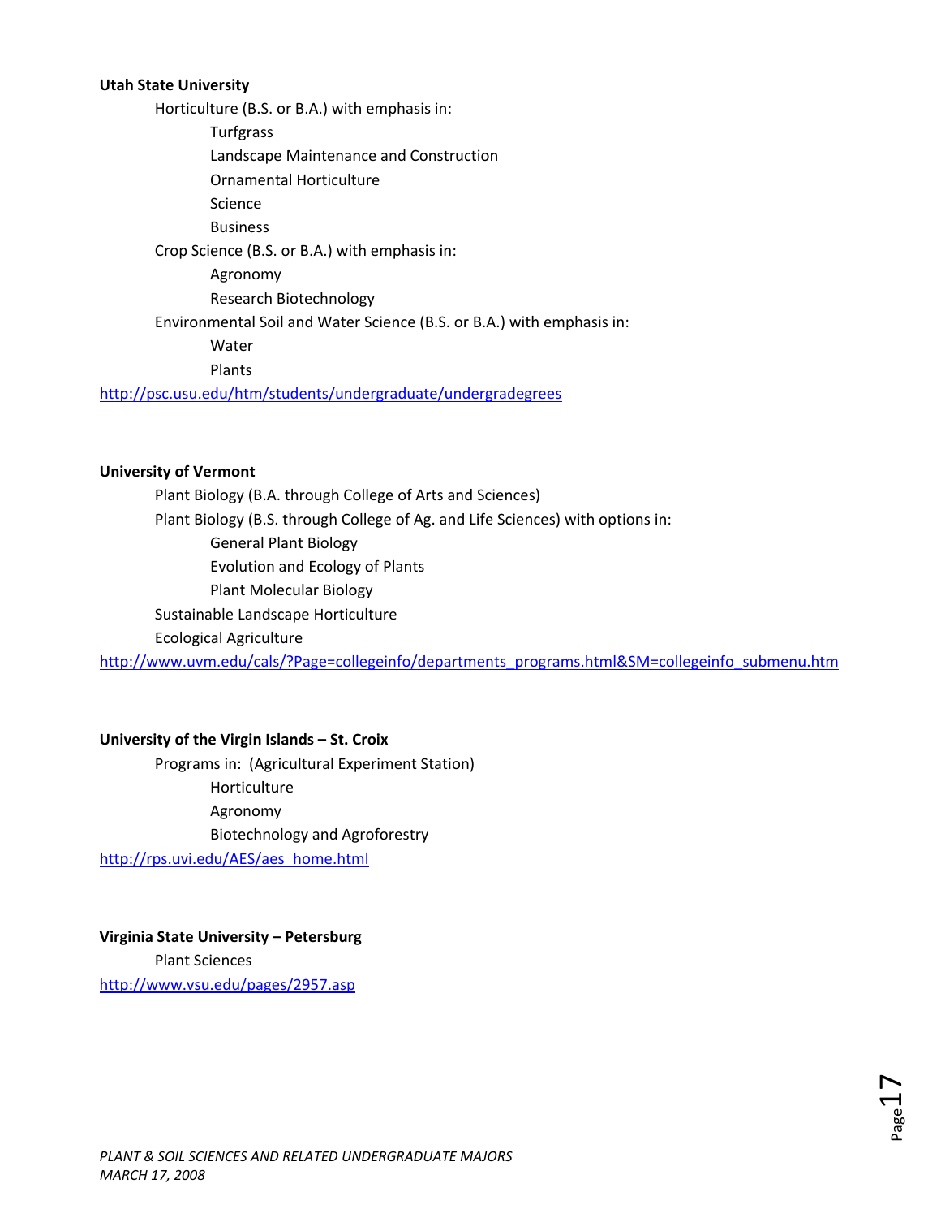**Utah State University**

- Horticulture (B.S. or B.A.) with emphasis in:
  - Turfgrass
  - Landscape Maintenance and Construction
  - Ornamental Horticulture
  - Science
  - Business
- Crop Science (B.S. or B.A.) with emphasis in:
  - Agronomy
  - Research Biotechnology
- Environmental Soil and Water Science (B.S. or B.A.) with emphasis in:
  - Water
  - Plants

http://psc.usu.edu/htm/students/undergraduate/undergradegrees

**University of Vermont**

- Plant Biology (B.A. through College of Arts and Sciences)
- Plant Biology (B.S. through College of Ag. and Life Sciences) with options in:
  - General Plant Biology
  - Evolution and Ecology of Plants
  - Plant Molecular Biology
- Sustainable Landscape Horticulture
- Ecological Agriculture

http://www.uvm.edu/cals/?Page=collegeinfo/departments_programs.html&SM=collegeinfo_submenu.htm

**University of the Virgin Islands – St. Croix**

- Programs in: (Agricultural Experiment Station)
  - Horticulture
  - Agronomy
  - Biotechnology and Agroforestry

http://rps.uvi.edu/AES/aes_home.html

**Virginia State University – Petersburg**

- Plant Sciences

http://www.vsu.edu/pages/2957.asp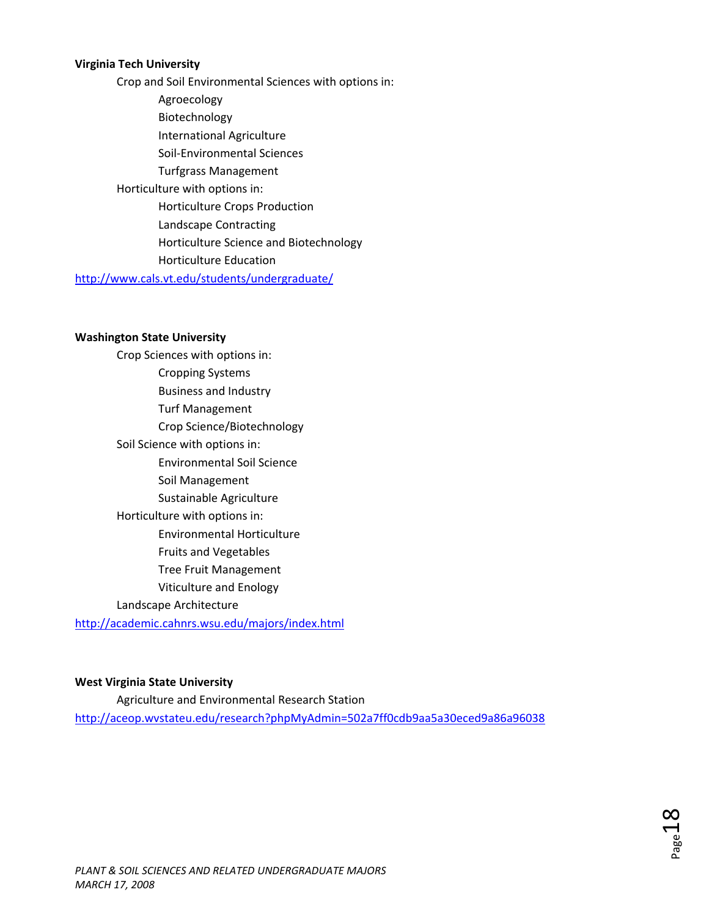**Virginia Tech University**

- Crop and Soil Environmental Sciences with options in:
  - Agroecology
  - Biotechnology
  - International Agriculture
  - Soil-Environmental Sciences
  - Turfgrass Management
- Horticulture with options in:
  - Horticulture Crops Production
  - Landscape Contracting
  - Horticulture Science and Biotechnology
  - Horticulture Education

http://www.cals.vt.edu/students/undergraduate/

**Washington State University**

- Crop Sciences with options in:
  - Cropping Systems
  - Business and Industry
  - Turf Management
  - Crop Science/Biotechnology
- Soil Science with options in:
  - Environmental Soil Science
  - Soil Management
  - Sustainable Agriculture
- Horticulture with options in:
  - Environmental Horticulture
  - Fruits and Vegetables
  - Tree Fruit Management
  - Viticulture and Enology
- Landscape Architecture

http://academic.cahnrs.wsu.edu/majors/index.html

**West Virginia State University**

- Agriculture and Environmental Research Station

http://aceop.wvstateu.edu/research?phpMyAdmin=502a7ff0cdb9aa5a30eced9a86a96038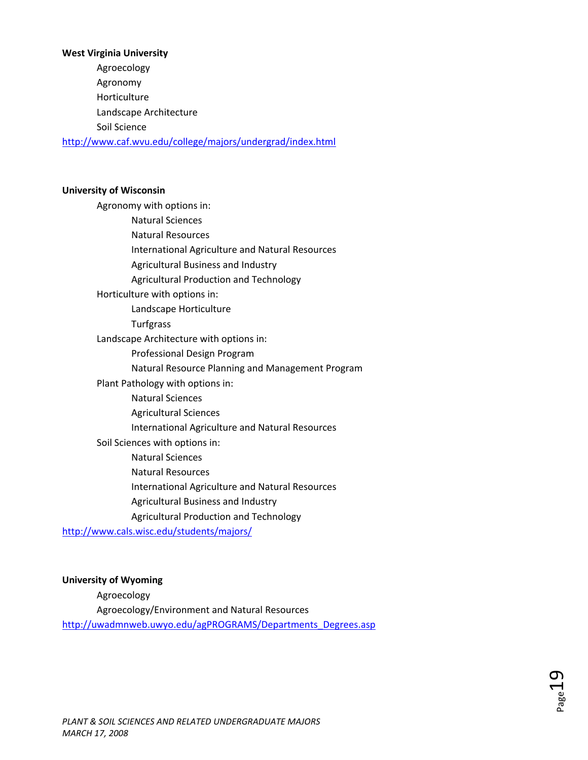**West Virginia University**

- Agroecology
- Agronomy
- Horticulture
- Landscape Architecture
- Soil Science

http://www.caf.wvu.edu/college/majors/undergrad/index.html

**University of Wisconsin**

- Agronomy with options in:
    - Natural Sciences
    - Natural Resources
    - International Agriculture and Natural Resources
    - Agricultural Business and Industry
    - Agricultural Production and Technology
- Horticulture with options in:
    - Landscape Horticulture
    - Turfgrass
- Landscape Architecture with options in:
    - Professional Design Program
    - Natural Resource Planning and Management Program
- Plant Pathology with options in:
    - Natural Sciences
    - Agricultural Sciences
    - International Agriculture and Natural Resources
- Soil Sciences with options in:
    - Natural Sciences
    - Natural Resources
    - International Agriculture and Natural Resources
    - Agricultural Business and Industry
    - Agricultural Production and Technology

http://www.cals.wisc.edu/students/majors/

**University of Wyoming**

- Agroecology
- Agroecology/Environment and Natural Resources

http://uwadmnweb.uwyo.edu/agPROGRAMS/Departments_Degrees.asp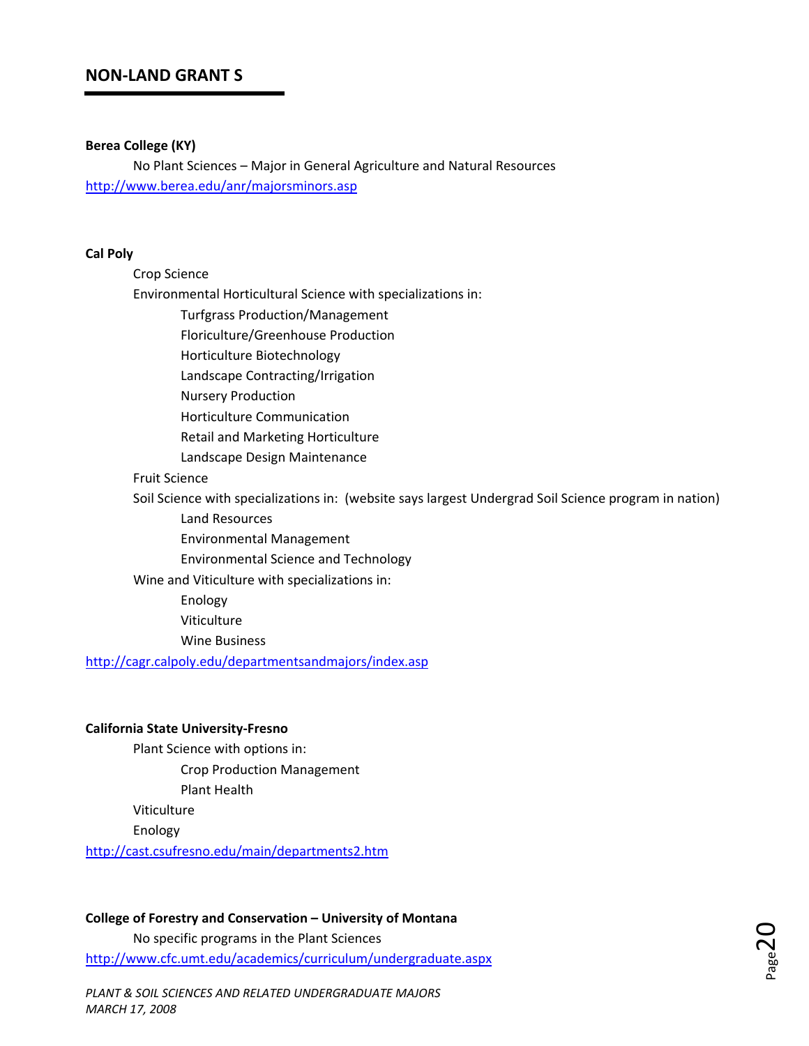## NON-LAND GRANT S

**Berea College (KY)**

No Plant Sciences – Major in General Agriculture and Natural Resources

http://www.berea.edu/anr/majorsminors.asp

**Cal Poly**

- Crop Science
- Environmental Horticultural Science with specializations in:
  - Turfgrass Production/Management
  - Floriculture/Greenhouse Production
  - Horticulture Biotechnology
  - Landscape Contracting/Irrigation
  - Nursery Production
  - Horticulture Communication
  - Retail and Marketing Horticulture
  - Landscape Design Maintenance
- Fruit Science
- Soil Science with specializations in: (website says largest Undergrad Soil Science program in nation)
  - Land Resources
  - Environmental Management
  - Environmental Science and Technology
- Wine and Viticulture with specializations in:
  - Enology
  - Viticulture
  - Wine Business

http://cagr.calpoly.edu/departmentsandmajors/index.asp

**California State University-Fresno**

- Plant Science with options in:
  - Crop Production Management
  - Plant Health
- Viticulture
- Enology

http://cast.csufresno.edu/main/departments2.htm

**College of Forestry and Conservation – University of Montana**

No specific programs in the Plant Sciences

http://www.cfc.umt.edu/academics/curriculum/undergraduate.aspx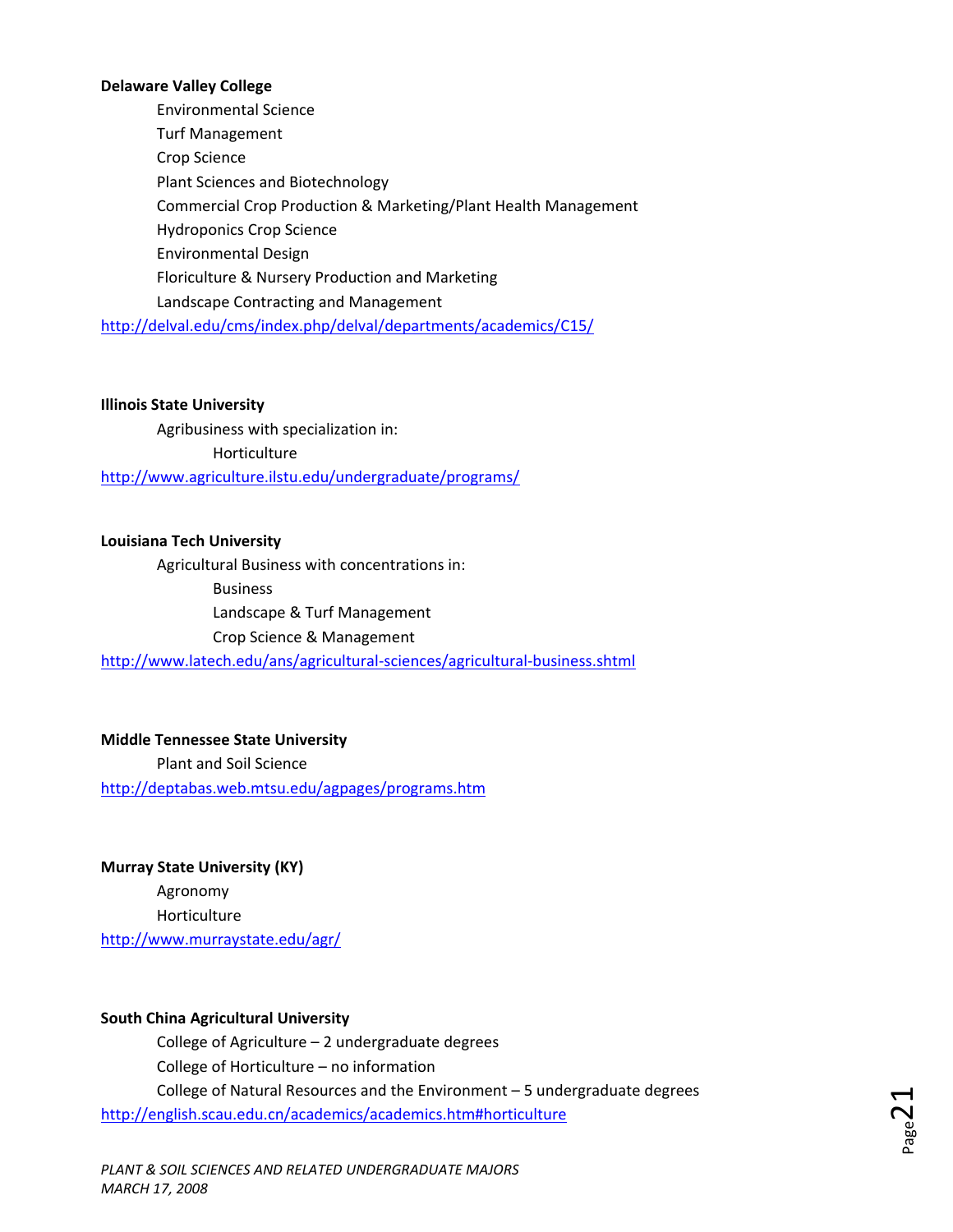**Delaware Valley College**

- Environmental Science
- Turf Management
- Crop Science
- Plant Sciences and Biotechnology
- Commercial Crop Production & Marketing/Plant Health Management
- Hydroponics Crop Science
- Environmental Design
- Floriculture & Nursery Production and Marketing
- Landscape Contracting and Management

http://delval.edu/cms/index.php/delval/departments/academics/C15/

**Illinois State University**

- Agribusiness with specialization in:
  - Horticulture

http://www.agriculture.ilstu.edu/undergraduate/programs/

**Louisiana Tech University**

- Agricultural Business with concentrations in:
  - Business
  - Landscape & Turf Management
  - Crop Science & Management

http://www.latech.edu/ans/agricultural-sciences/agricultural-business.shtml

**Middle Tennessee State University**

- Plant and Soil Science

http://deptabas.web.mtsu.edu/agpages/programs.htm

**Murray State University (KY)**

- Agronomy
- Horticulture

http://www.murraystate.edu/agr/

**South China Agricultural University**

- College of Agriculture – 2 undergraduate degrees
- College of Horticulture – no information
- College of Natural Resources and the Environment – 5 undergraduate degrees

http://english.scau.edu.cn/academics/academics.htm#horticulture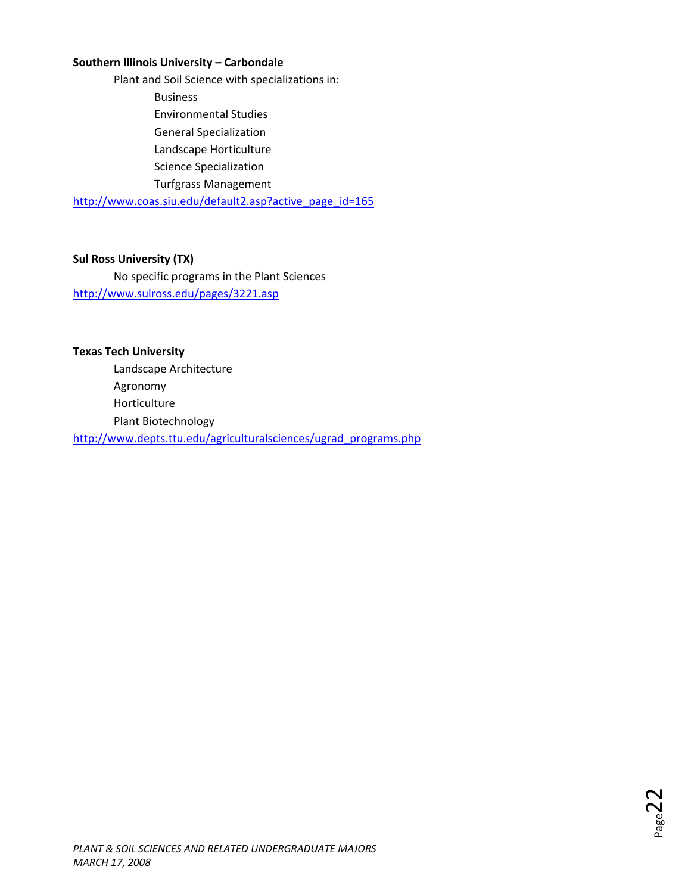**Southern Illinois University – Carbondale**

Plant and Soil Science with specializations in:

- Business
- Environmental Studies
- General Specialization
- Landscape Horticulture
- Science Specialization
- Turfgrass Management

http://www.coas.siu.edu/default2.asp?active_page_id=165

**Sul Ross University (TX)**

No specific programs in the Plant Sciences

http://www.sulross.edu/pages/3221.asp

**Texas Tech University**

- Landscape Architecture
- Agronomy
- Horticulture
- Plant Biotechnology

http://www.depts.ttu.edu/agriculturalsciences/ugrad_programs.php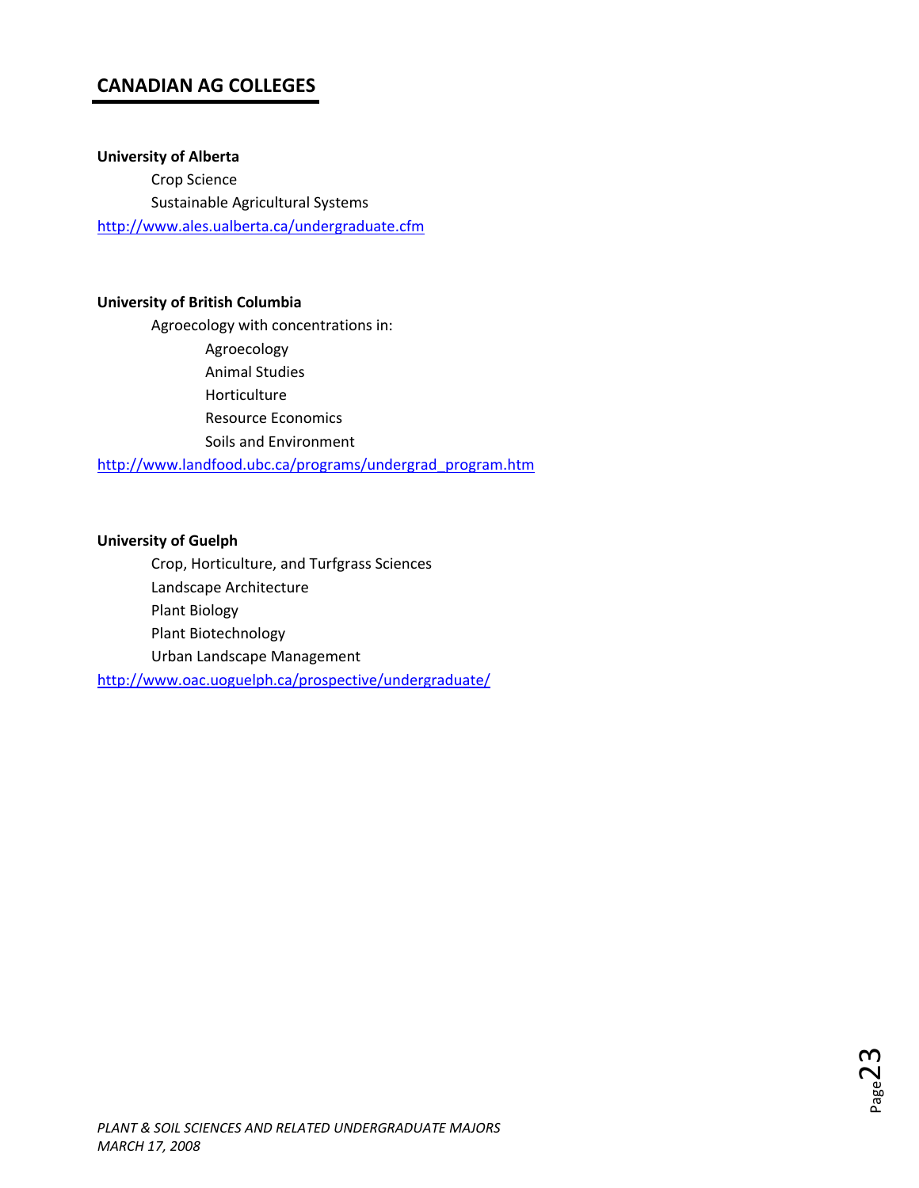## CANADIAN AG COLLEGES

**University of Alberta**

- Crop Science
- Sustainable Agricultural Systems

http://www.ales.ualberta.ca/undergraduate.cfm

**University of British Columbia**

- Agroecology with concentrations in:
  - Agroecology
  - Animal Studies
  - Horticulture
  - Resource Economics
  - Soils and Environment

http://www.landfood.ubc.ca/programs/undergrad_program.htm

**University of Guelph**

- Crop, Horticulture, and Turfgrass Sciences
- Landscape Architecture
- Plant Biology
- Plant Biotechnology
- Urban Landscape Management

http://www.oac.uoguelph.ca/prospective/undergraduate/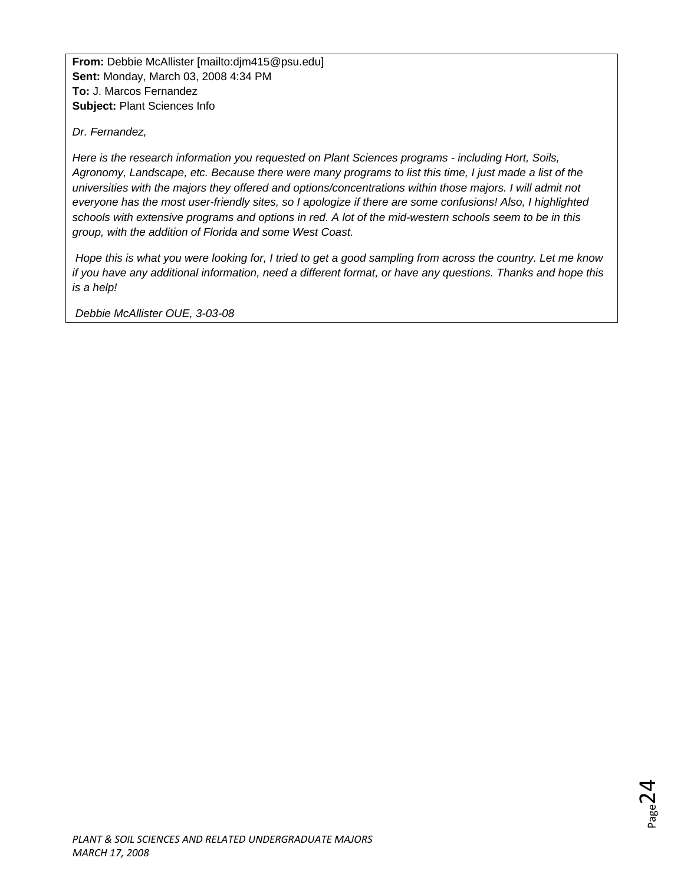**From:** Debbie McAllister [mailto:djm415@psu.edu]
**Sent:** Monday, March 03, 2008 4:34 PM
**To:** J. Marcos Fernandez
**Subject:** Plant Sciences Info

*Dr. Fernandez,*

*Here is the research information you requested on Plant Sciences programs - including Hort, Soils, Agronomy, Landscape, etc. Because there were many programs to list this time, I just made a list of the universities with the majors they offered and options/concentrations within those majors. I will admit not everyone has the most user-friendly sites, so I apologize if there are some confusions! Also, I highlighted schools with extensive programs and options in red. A lot of the mid-western schools seem to be in this group, with the addition of Florida and some West Coast.*

*Hope this is what you were looking for, I tried to get a good sampling from across the country. Let me know if you have any additional information, need a different format, or have any questions. Thanks and hope this is a help!*

*Debbie McAllister OUE, 3-03-08*